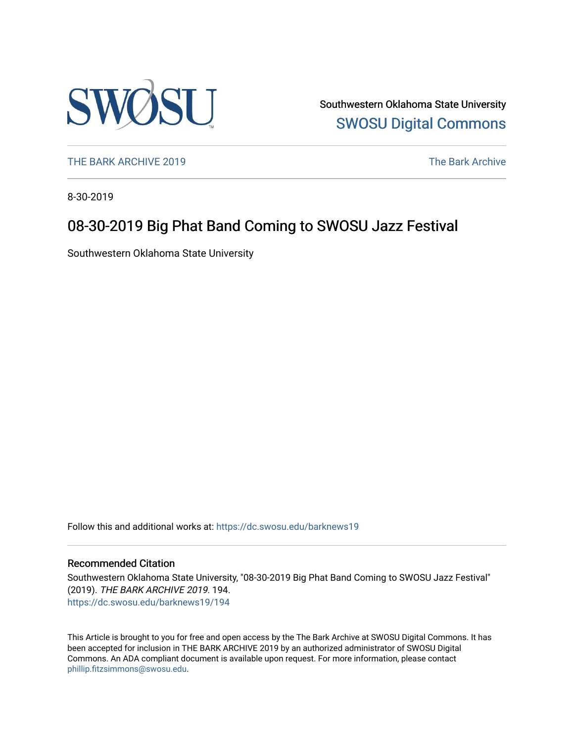Southwestern Oklahoma State University

SWOSU Digital Commons

THE BARK ARCHIVE 2019

The Bark Archive

8-30-2019

# 08-30-2019 Big Phat Band Coming to SWOSU Jazz Festival

Southwestern Oklahoma State University

Follow this and additional works at: https://dc.swosu.edu/barknews19

## Recommended Citation

Southwestern Oklahoma State University, "08-30-2019 Big Phat Band Coming to SWOSU Jazz Festival" (2019). *THE BARK ARCHIVE 2019*. 194.
https://dc.swosu.edu/barknews19/194

This Article is brought to you for free and open access by the The Bark Archive at SWOSU Digital Commons. It has been accepted for inclusion in THE BARK ARCHIVE 2019 by an authorized administrator of SWOSU Digital Commons. An ADA compliant document is available upon request. For more information, please contact phillip.fitzsimmons@swosu.edu.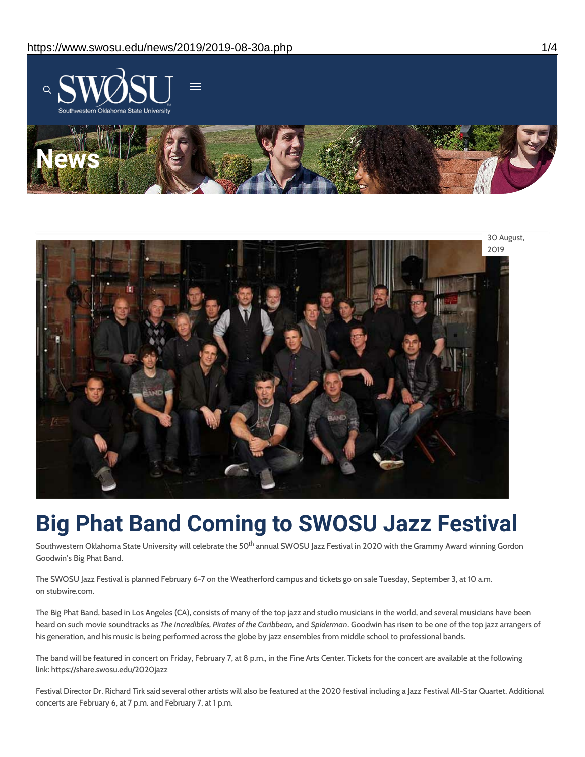News

30 August, 2019

# Big Phat Band Coming to SWOSU Jazz Festival

Southwestern Oklahoma State University will celebrate the 50th annual SWOSU Jazz Festival in 2020 with the Grammy Award winning Gordon Goodwin's Big Phat Band.

The SWOSU Jazz Festival is planned February 6-7 on the Weatherford campus and tickets go on sale Tuesday, September 3, at 10 a.m. on stubwire.com.

The Big Phat Band, based in Los Angeles (CA), consists of many of the top jazz and studio musicians in the world, and several musicians have been heard on such movie soundtracks as *The Incredibles, Pirates of the Caribbean,* and *Spiderman*. Goodwin has risen to be one of the top jazz arrangers of his generation, and his music is being performed across the globe by jazz ensembles from middle school to professional bands.

The band will be featured in concert on Friday, February 7, at 8 p.m., in the Fine Arts Center. Tickets for the concert are available at the following link: https://share.swosu.edu/2020jazz

Festival Director Dr. Richard Tirk said several other artists will also be featured at the 2020 festival including a Jazz Festival All-Star Quartet. Additional concerts are February 6, at 7 p.m. and February 7, at 1 p.m.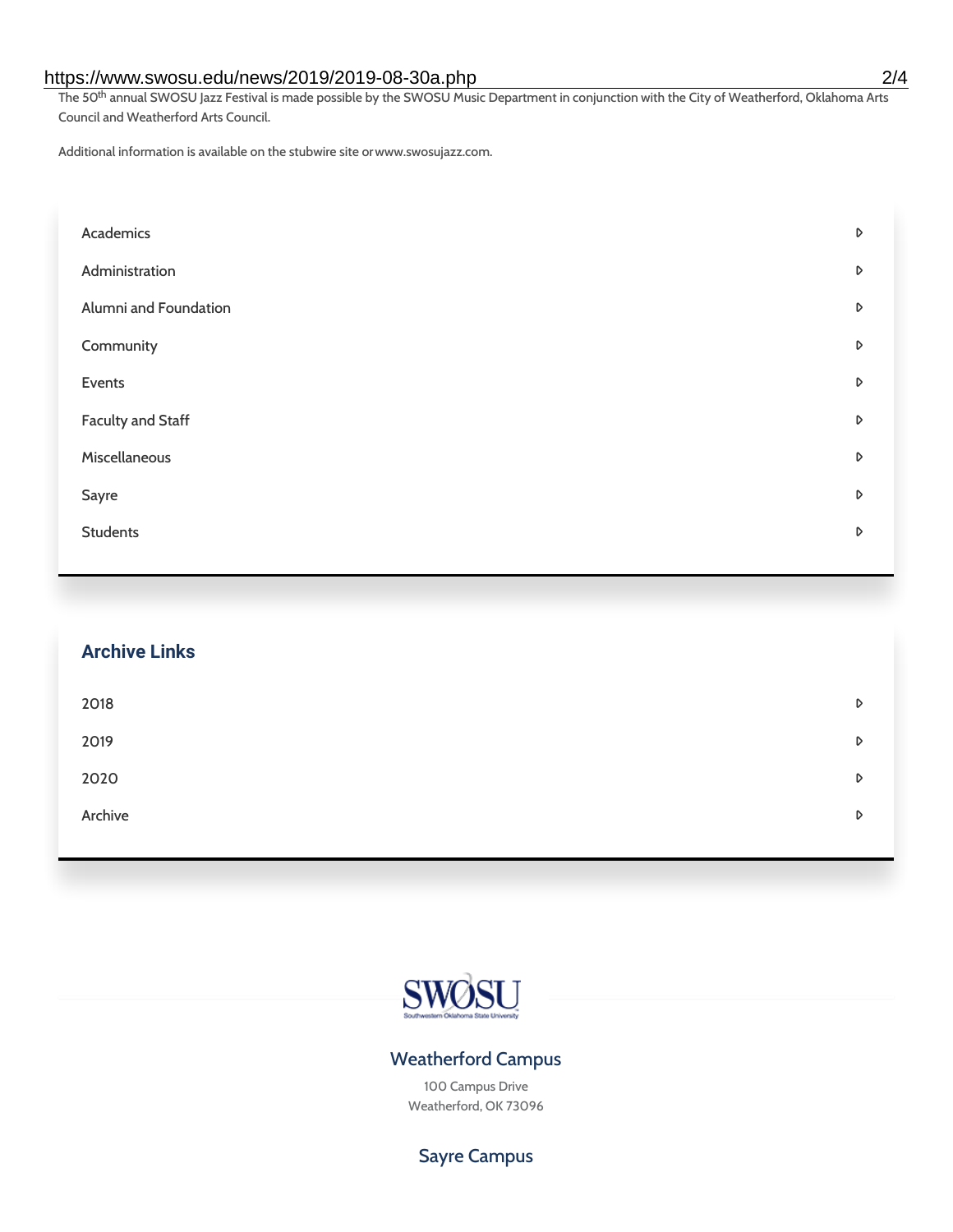The 50th annual SWOSU Jazz Festival is made possible by the SWOSU Music Department in conjunction with the City of Weatherford, Oklahoma Arts Council and Weatherford Arts Council.

Additional information is available on the stubwire site or www.swosujazz.com.

- Academics
- Administration
- Alumni and Foundation
- Community
- Events
- Faculty and Staff
- Miscellaneous
- Sayre
- Students

## Archive Links

- 2018
- 2019
- 2020
- Archive

SWOSU
Southwestern Oklahoma State University

### Weatherford Campus

100 Campus Drive
Weatherford, OK 73096

### Sayre Campus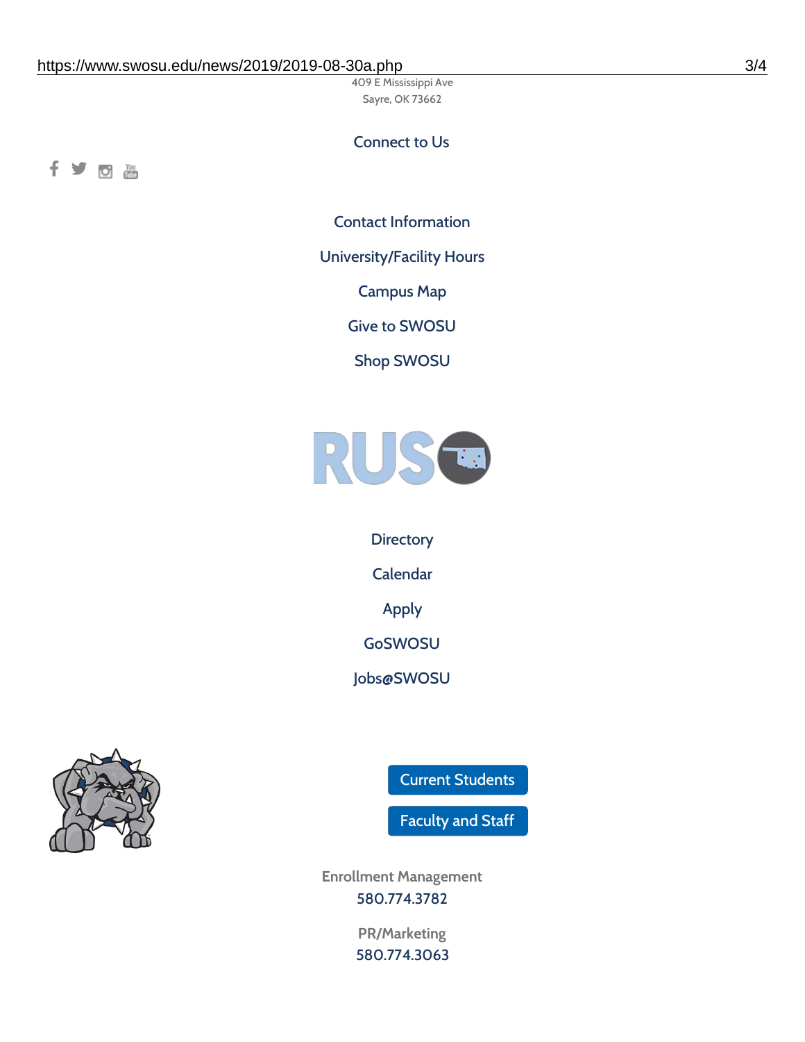409 E Mississippi Ave
Sayre, OK 73662

Connect to Us

Contact Information

University/Facility Hours

Campus Map

Give to SWOSU

Shop SWOSU

Directory

Calendar

Apply

GoSWOSU

Jobs@SWOSU

Current Students

Faculty and Staff

Enrollment Management
580.774.3782

PR/Marketing
580.774.3063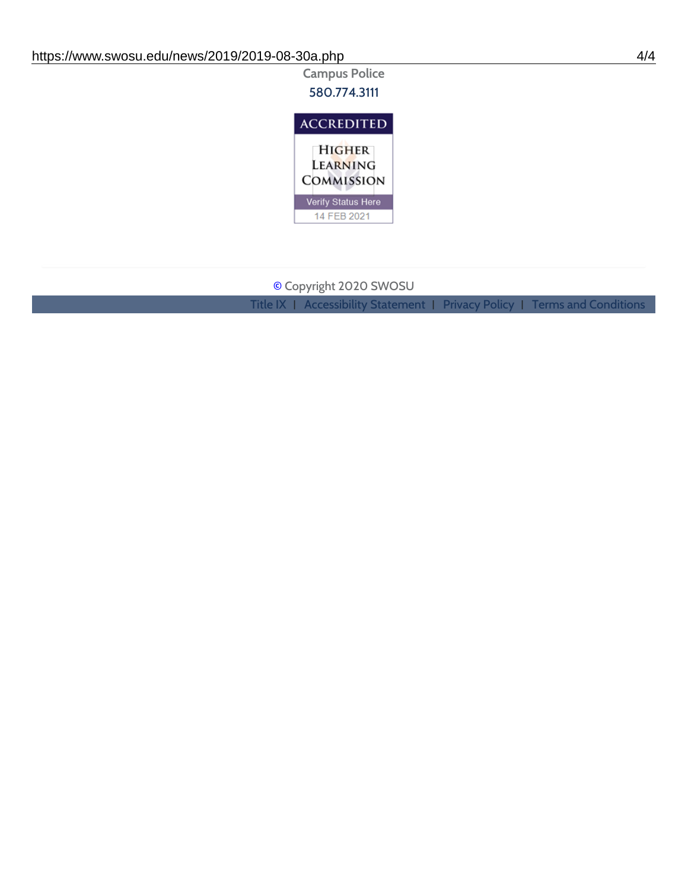Campus Police

580.774.3111

ACCREDITED

HIGHER LEARNING COMMISSION

Verify Status Here

14 FEB 2021

© Copyright 2020 SWOSU

Title IX | Accessibility Statement | Privacy Policy | Terms and Conditions